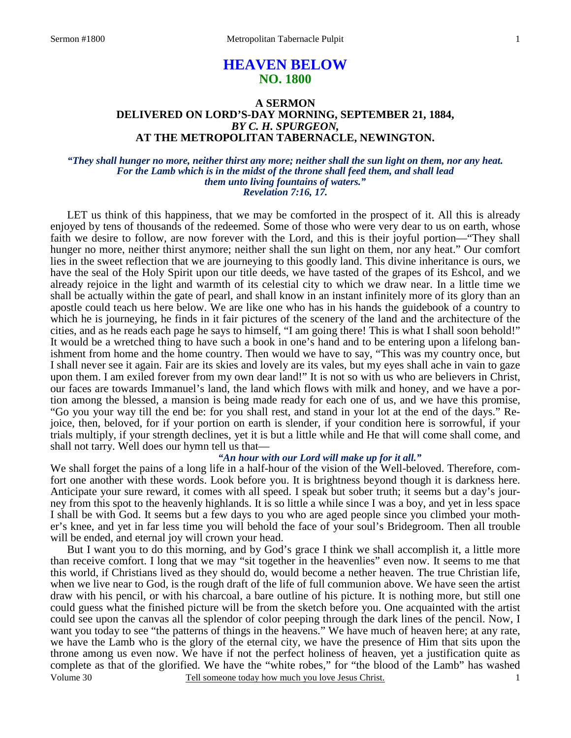# HEAVEN BELOW
## NO. 1800

### A SERMON
### DELIVERED ON LORD'S-DAY MORNING, SEPTEMBER 21, 1884,
### *BY C. H. SPURGEON,*
### AT THE METROPOLITAN TABERNACLE, NEWINGTON.

***"They shall hunger no more, neither thirst any more; neither shall the sun light on them, nor any heat. For the Lamb which is in the midst of the throne shall feed them, and shall lead them unto living fountains of waters." Revelation 7:16, 17.***

LET us think of this happiness, that we may be comforted in the prospect of it. All this is already enjoyed by tens of thousands of the redeemed. Some of those who were very dear to us on earth, whose faith we desire to follow, are now forever with the Lord, and this is their joyful portion—"They shall hunger no more, neither thirst anymore; neither shall the sun light on them, nor any heat." Our comfort lies in the sweet reflection that we are journeying to this goodly land. This divine inheritance is ours, we have the seal of the Holy Spirit upon our title deeds, we have tasted of the grapes of its Eshcol, and we already rejoice in the light and warmth of its celestial city to which we draw near. In a little time we shall be actually within the gate of pearl, and shall know in an instant infinitely more of its glory than an apostle could teach us here below. We are like one who has in his hands the guidebook of a country to which he is journeying, he finds in it fair pictures of the scenery of the land and the architecture of the cities, and as he reads each page he says to himself, "I am going there! This is what I shall soon behold!" It would be a wretched thing to have such a book in one's hand and to be entering upon a lifelong banishment from home and the home country. Then would we have to say, "This was my country once, but I shall never see it again. Fair are its skies and lovely are its vales, but my eyes shall ache in vain to gaze upon them. I am exiled forever from my own dear land!" It is not so with us who are believers in Christ, our faces are towards Immanuel's land, the land which flows with milk and honey, and we have a portion among the blessed, a mansion is being made ready for each one of us, and we have this promise, "Go you your way till the end be: for you shall rest, and stand in your lot at the end of the days." Rejoice, then, beloved, for if your portion on earth is slender, if your condition here is sorrowful, if your trials multiply, if your strength declines, yet it is but a little while and He that will come shall come, and shall not tarry. Well does our hymn tell us that—

*"An hour with our Lord will make up for it all."*

We shall forget the pains of a long life in a half-hour of the vision of the Well-beloved. Therefore, comfort one another with these words. Look before you. It is brightness beyond though it is darkness here. Anticipate your sure reward, it comes with all speed. I speak but sober truth; it seems but a day's journey from this spot to the heavenly highlands. It is so little a while since I was a boy, and yet in less space I shall be with God. It seems but a few days to you who are aged people since you climbed your mother's knee, and yet in far less time you will behold the face of your soul's Bridegroom. Then all trouble will be ended, and eternal joy will crown your head.

But I want you to do this morning, and by God's grace I think we shall accomplish it, a little more than receive comfort. I long that we may "sit together in the heavenlies" even now. It seems to me that this world, if Christians lived as they should do, would become a nether heaven. The true Christian life, when we live near to God, is the rough draft of the life of full communion above. We have seen the artist draw with his pencil, or with his charcoal, a bare outline of his picture. It is nothing more, but still one could guess what the finished picture will be from the sketch before you. One acquainted with the artist could see upon the canvas all the splendor of color peeping through the dark lines of the pencil. Now, I want you today to see "the patterns of things in the heavens." We have much of heaven here; at any rate, we have the Lamb who is the glory of the eternal city, we have the presence of Him that sits upon the throne among us even now. We have if not the perfect holiness of heaven, yet a justification quite as complete as that of the glorified. We have the "white robes," for "the blood of the Lamb" has washed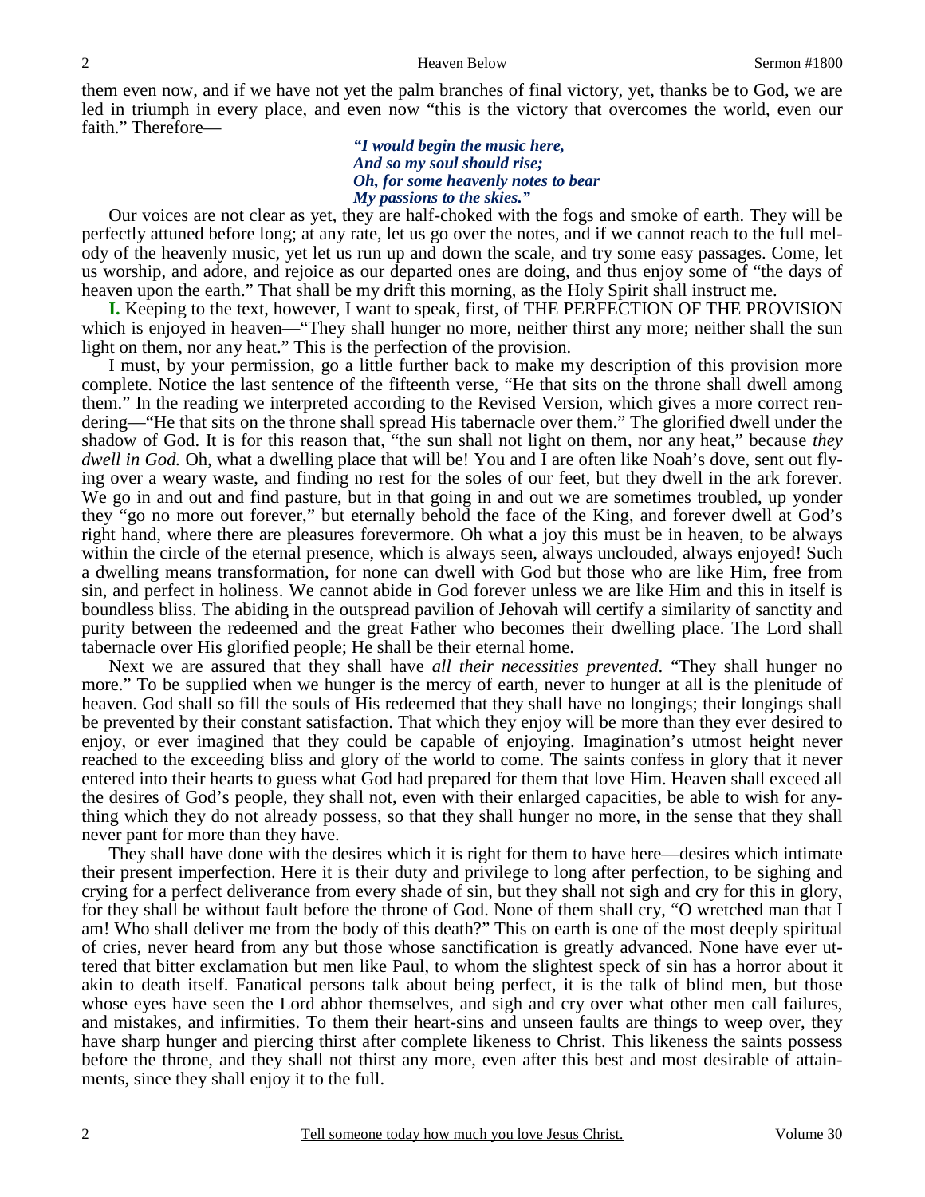them even now, and if we have not yet the palm branches of final victory, yet, thanks be to God, we are led in triumph in every place, and even now "this is the victory that overcomes the world, even our faith." Therefore—

> ***"I would begin the music here,***
> ***And so my soul should rise;***
> ***Oh, for some heavenly notes to bear***
> ***My passions to the skies."***

Our voices are not clear as yet, they are half-choked with the fogs and smoke of earth. They will be perfectly attuned before long; at any rate, let us go over the notes, and if we cannot reach to the full melody of the heavenly music, yet let us run up and down the scale, and try some easy passages. Come, let us worship, and adore, and rejoice as our departed ones are doing, and thus enjoy some of "the days of heaven upon the earth." That shall be my drift this morning, as the Holy Spirit shall instruct me.

**I.** Keeping to the text, however, I want to speak, first, of THE PERFECTION OF THE PROVISION which is enjoyed in heaven—"They shall hunger no more, neither thirst any more; neither shall the sun light on them, nor any heat." This is the perfection of the provision.

I must, by your permission, go a little further back to make my description of this provision more complete. Notice the last sentence of the fifteenth verse, "He that sits on the throne shall dwell among them." In the reading we interpreted according to the Revised Version, which gives a more correct rendering—"He that sits on the throne shall spread His tabernacle over them." The glorified dwell under the shadow of God. It is for this reason that, "the sun shall not light on them, nor any heat," because *they dwell in God.* Oh, what a dwelling place that will be! You and I are often like Noah's dove, sent out flying over a weary waste, and finding no rest for the soles of our feet, but they dwell in the ark forever. We go in and out and find pasture, but in that going in and out we are sometimes troubled, up yonder they "go no more out forever," but eternally behold the face of the King, and forever dwell at God's right hand, where there are pleasures forevermore. Oh what a joy this must be in heaven, to be always within the circle of the eternal presence, which is always seen, always unclouded, always enjoyed! Such a dwelling means transformation, for none can dwell with God but those who are like Him, free from sin, and perfect in holiness. We cannot abide in God forever unless we are like Him and this in itself is boundless bliss. The abiding in the outspread pavilion of Jehovah will certify a similarity of sanctity and purity between the redeemed and the great Father who becomes their dwelling place. The Lord shall tabernacle over His glorified people; He shall be their eternal home.

Next we are assured that they shall have *all their necessities prevented*. "They shall hunger no more." To be supplied when we hunger is the mercy of earth, never to hunger at all is the plenitude of heaven. God shall so fill the souls of His redeemed that they shall have no longings; their longings shall be prevented by their constant satisfaction. That which they enjoy will be more than they ever desired to enjoy, or ever imagined that they could be capable of enjoying. Imagination's utmost height never reached to the exceeding bliss and glory of the world to come. The saints confess in glory that it never entered into their hearts to guess what God had prepared for them that love Him. Heaven shall exceed all the desires of God's people, they shall not, even with their enlarged capacities, be able to wish for anything which they do not already possess, so that they shall hunger no more, in the sense that they shall never pant for more than they have.

They shall have done with the desires which it is right for them to have here—desires which intimate their present imperfection. Here it is their duty and privilege to long after perfection, to be sighing and crying for a perfect deliverance from every shade of sin, but they shall not sigh and cry for this in glory, for they shall be without fault before the throne of God. None of them shall cry, "O wretched man that I am! Who shall deliver me from the body of this death?" This on earth is one of the most deeply spiritual of cries, never heard from any but those whose sanctification is greatly advanced. None have ever uttered that bitter exclamation but men like Paul, to whom the slightest speck of sin has a horror about it akin to death itself. Fanatical persons talk about being perfect, it is the talk of blind men, but those whose eyes have seen the Lord abhor themselves, and sigh and cry over what other men call failures, and mistakes, and infirmities. To them their heart-sins and unseen faults are things to weep over, they have sharp hunger and piercing thirst after complete likeness to Christ. This likeness the saints possess before the throne, and they shall not thirst any more, even after this best and most desirable of attainments, since they shall enjoy it to the full.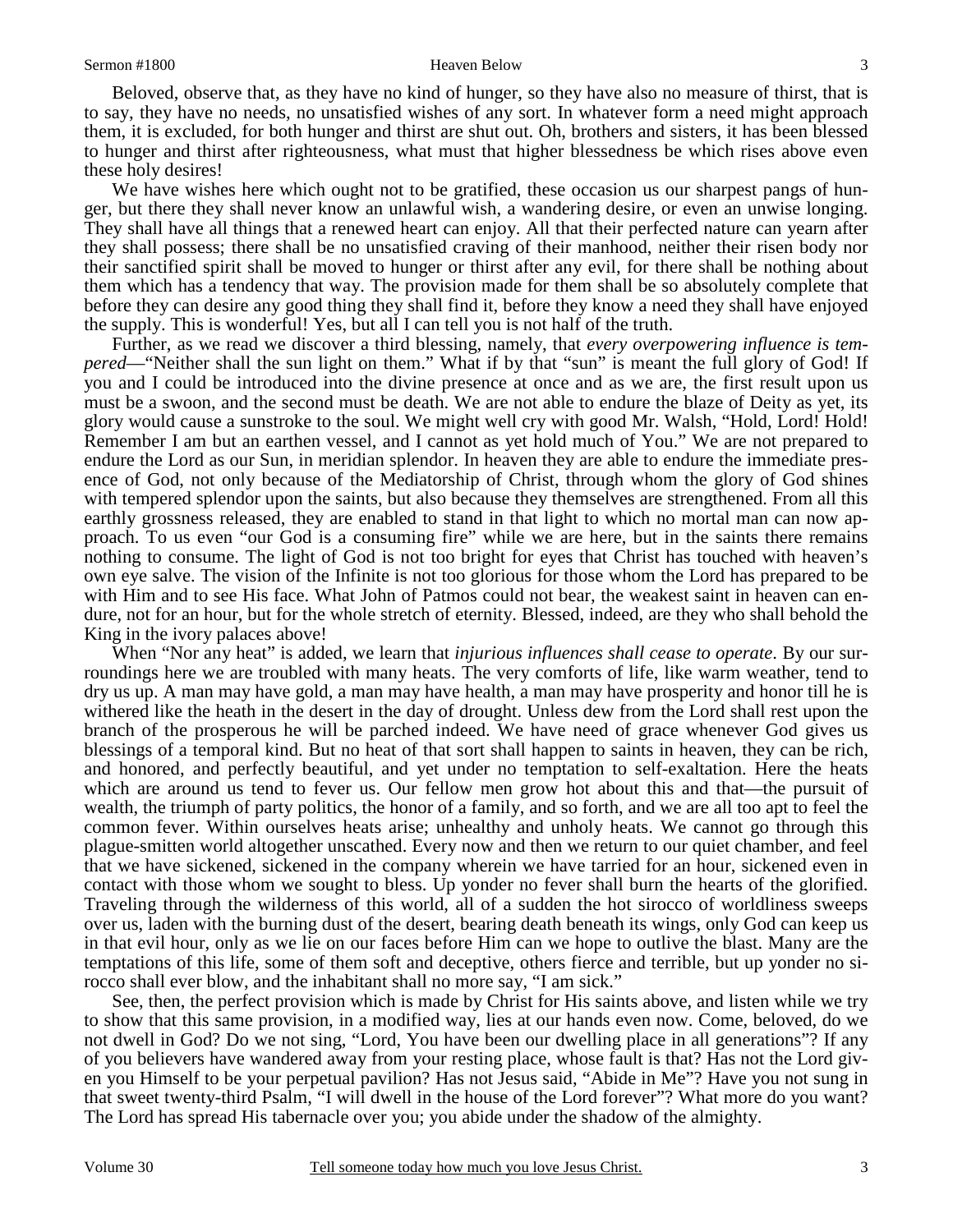Beloved, observe that, as they have no kind of hunger, so they have also no measure of thirst, that is to say, they have no needs, no unsatisfied wishes of any sort. In whatever form a need might approach them, it is excluded, for both hunger and thirst are shut out. Oh, brothers and sisters, it has been blessed to hunger and thirst after righteousness, what must that higher blessedness be which rises above even these holy desires!

We have wishes here which ought not to be gratified, these occasion us our sharpest pangs of hunger, but there they shall never know an unlawful wish, a wandering desire, or even an unwise longing. They shall have all things that a renewed heart can enjoy. All that their perfected nature can yearn after they shall possess; there shall be no unsatisfied craving of their manhood, neither their risen body nor their sanctified spirit shall be moved to hunger or thirst after any evil, for there shall be nothing about them which has a tendency that way. The provision made for them shall be so absolutely complete that before they can desire any good thing they shall find it, before they know a need they shall have enjoyed the supply. This is wonderful! Yes, but all I can tell you is not half of the truth.

Further, as we read we discover a third blessing, namely, that *every overpowering influence is tempered*—"Neither shall the sun light on them." What if by that "sun" is meant the full glory of God! If you and I could be introduced into the divine presence at once and as we are, the first result upon us must be a swoon, and the second must be death. We are not able to endure the blaze of Deity as yet, its glory would cause a sunstroke to the soul. We might well cry with good Mr. Walsh, "Hold, Lord! Hold! Remember I am but an earthen vessel, and I cannot as yet hold much of You." We are not prepared to endure the Lord as our Sun, in meridian splendor. In heaven they are able to endure the immediate presence of God, not only because of the Mediatorship of Christ, through whom the glory of God shines with tempered splendor upon the saints, but also because they themselves are strengthened. From all this earthly grossness released, they are enabled to stand in that light to which no mortal man can now approach. To us even "our God is a consuming fire" while we are here, but in the saints there remains nothing to consume. The light of God is not too bright for eyes that Christ has touched with heaven's own eye salve. The vision of the Infinite is not too glorious for those whom the Lord has prepared to be with Him and to see His face. What John of Patmos could not bear, the weakest saint in heaven can endure, not for an hour, but for the whole stretch of eternity. Blessed, indeed, are they who shall behold the King in the ivory palaces above!

When "Nor any heat" is added, we learn that *injurious influences shall cease to operate*. By our surroundings here we are troubled with many heats. The very comforts of life, like warm weather, tend to dry us up. A man may have gold, a man may have health, a man may have prosperity and honor till he is withered like the heath in the desert in the day of drought. Unless dew from the Lord shall rest upon the branch of the prosperous he will be parched indeed. We have need of grace whenever God gives us blessings of a temporal kind. But no heat of that sort shall happen to saints in heaven, they can be rich, and honored, and perfectly beautiful, and yet under no temptation to self-exaltation. Here the heats which are around us tend to fever us. Our fellow men grow hot about this and that—the pursuit of wealth, the triumph of party politics, the honor of a family, and so forth, and we are all too apt to feel the common fever. Within ourselves heats arise; unhealthy and unholy heats. We cannot go through this plague-smitten world altogether unscathed. Every now and then we return to our quiet chamber, and feel that we have sickened, sickened in the company wherein we have tarried for an hour, sickened even in contact with those whom we sought to bless. Up yonder no fever shall burn the hearts of the glorified. Traveling through the wilderness of this world, all of a sudden the hot sirocco of worldliness sweeps over us, laden with the burning dust of the desert, bearing death beneath its wings, only God can keep us in that evil hour, only as we lie on our faces before Him can we hope to outlive the blast. Many are the temptations of this life, some of them soft and deceptive, others fierce and terrible, but up yonder no sirocco shall ever blow, and the inhabitant shall no more say, "I am sick."

See, then, the perfect provision which is made by Christ for His saints above, and listen while we try to show that this same provision, in a modified way, lies at our hands even now. Come, beloved, do we not dwell in God? Do we not sing, "Lord, You have been our dwelling place in all generations"? If any of you believers have wandered away from your resting place, whose fault is that? Has not the Lord given you Himself to be your perpetual pavilion? Has not Jesus said, "Abide in Me"? Have you not sung in that sweet twenty-third Psalm, "I will dwell in the house of the Lord forever"? What more do you want? The Lord has spread His tabernacle over you; you abide under the shadow of the almighty.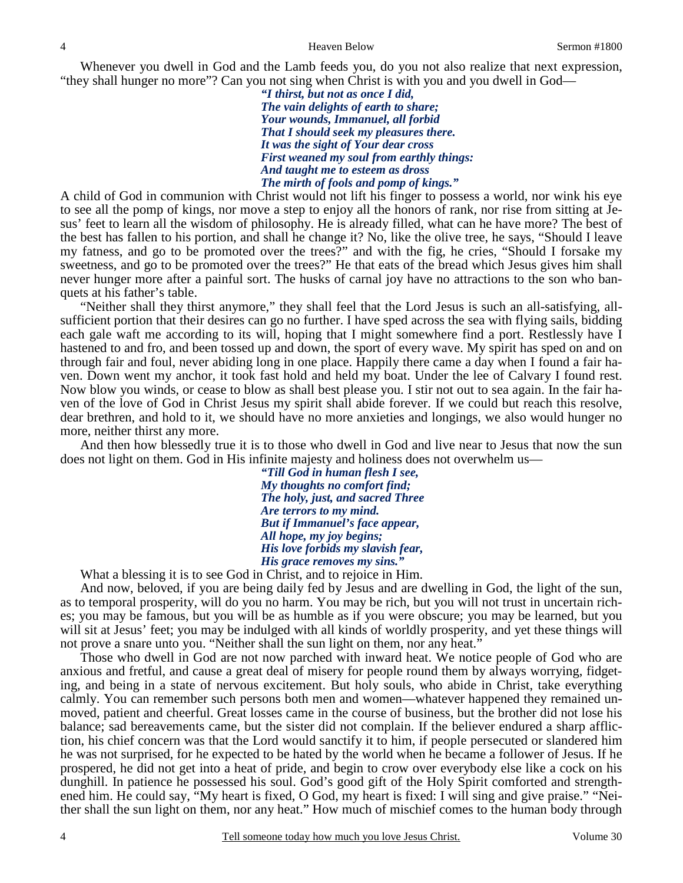Whenever you dwell in God and the Lamb feeds you, do you not also realize that next expression, "they shall hunger no more"? Can you not sing when Christ is with you and you dwell in God—

> ***"I thirst, but not as once I did,***
> ***The vain delights of earth to share;***
> ***Your wounds, Immanuel, all forbid***
> ***That I should seek my pleasures there.***
> ***It was the sight of Your dear cross***
> ***First weaned my soul from earthly things:***
> ***And taught me to esteem as dross***
> ***The mirth of fools and pomp of kings."***

A child of God in communion with Christ would not lift his finger to possess a world, nor wink his eye to see all the pomp of kings, nor move a step to enjoy all the honors of rank, nor rise from sitting at Jesus' feet to learn all the wisdom of philosophy. He is already filled, what can he have more? The best of the best has fallen to his portion, and shall he change it? No, like the olive tree, he says, "Should I leave my fatness, and go to be promoted over the trees?" and with the fig, he cries, "Should I forsake my sweetness, and go to be promoted over the trees?" He that eats of the bread which Jesus gives him shall never hunger more after a painful sort. The husks of carnal joy have no attractions to the son who banquets at his father's table.

"Neither shall they thirst anymore," they shall feel that the Lord Jesus is such an all-satisfying, all-sufficient portion that their desires can go no further. I have sped across the sea with flying sails, bidding each gale waft me according to its will, hoping that I might somewhere find a port. Restlessly have I hastened to and fro, and been tossed up and down, the sport of every wave. My spirit has sped on and on through fair and foul, never abiding long in one place. Happily there came a day when I found a fair haven. Down went my anchor, it took fast hold and held my boat. Under the lee of Calvary I found rest. Now blow you winds, or cease to blow as shall best please you. I stir not out to sea again. In the fair haven of the love of God in Christ Jesus my spirit shall abide forever. If we could but reach this resolve, dear brethren, and hold to it, we should have no more anxieties and longings, we also would hunger no more, neither thirst any more.

And then how blessedly true it is to those who dwell in God and live near to Jesus that now the sun does not light on them. God in His infinite majesty and holiness does not overwhelm us—

> ***"Till God in human flesh I see,***
> ***My thoughts no comfort find;***
> ***The holy, just, and sacred Three***
> ***Are terrors to my mind.***
> ***But if Immanuel's face appear,***
> ***All hope, my joy begins;***
> ***His love forbids my slavish fear,***
> ***His grace removes my sins."***

What a blessing it is to see God in Christ, and to rejoice in Him.

And now, beloved, if you are being daily fed by Jesus and are dwelling in God, the light of the sun, as to temporal prosperity, will do you no harm. You may be rich, but you will not trust in uncertain riches; you may be famous, but you will be as humble as if you were obscure; you may be learned, but you will sit at Jesus' feet; you may be indulged with all kinds of worldly prosperity, and yet these things will not prove a snare unto you. "Neither shall the sun light on them, nor any heat."

Those who dwell in God are not now parched with inward heat. We notice people of God who are anxious and fretful, and cause a great deal of misery for people round them by always worrying, fidgeting, and being in a state of nervous excitement. But holy souls, who abide in Christ, take everything calmly. You can remember such persons both men and women—whatever happened they remained unmoved, patient and cheerful. Great losses came in the course of business, but the brother did not lose his balance; sad bereavements came, but the sister did not complain. If the believer endured a sharp affliction, his chief concern was that the Lord would sanctify it to him, if people persecuted or slandered him he was not surprised, for he expected to be hated by the world when he became a follower of Jesus. If he prospered, he did not get into a heat of pride, and begin to crow over everybody else like a cock on his dunghill. In patience he possessed his soul. God's good gift of the Holy Spirit comforted and strengthened him. He could say, "My heart is fixed, O God, my heart is fixed: I will sing and give praise." "Neither shall the sun light on them, nor any heat." How much of mischief comes to the human body through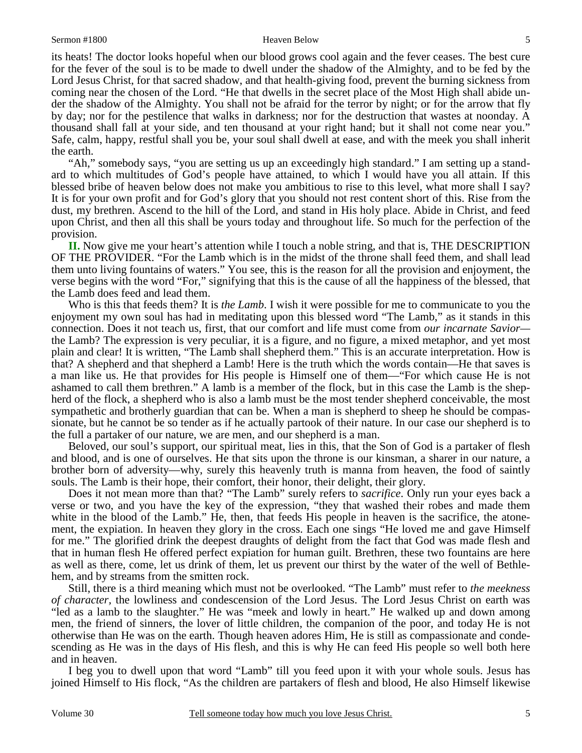its heats! The doctor looks hopeful when our blood grows cool again and the fever ceases. The best cure for the fever of the soul is to be made to dwell under the shadow of the Almighty, and to be fed by the Lord Jesus Christ, for that sacred shadow, and that health-giving food, prevent the burning sickness from coming near the chosen of the Lord. "He that dwells in the secret place of the Most High shall abide under the shadow of the Almighty. You shall not be afraid for the terror by night; or for the arrow that fly by day; nor for the pestilence that walks in darkness; nor for the destruction that wastes at noonday. A thousand shall fall at your side, and ten thousand at your right hand; but it shall not come near you." Safe, calm, happy, restful shall you be, your soul shall dwell at ease, and with the meek you shall inherit the earth.

"Ah," somebody says, "you are setting us up an exceedingly high standard." I am setting up a standard to which multitudes of God's people have attained, to which I would have you all attain. If this blessed bribe of heaven below does not make you ambitious to rise to this level, what more shall I say? It is for your own profit and for God's glory that you should not rest content short of this. Rise from the dust, my brethren. Ascend to the hill of the Lord, and stand in His holy place. Abide in Christ, and feed upon Christ, and then all this shall be yours today and throughout life. So much for the perfection of the provision.

**II.** Now give me your heart's attention while I touch a noble string, and that is, THE DESCRIPTION OF THE PROVIDER. "For the Lamb which is in the midst of the throne shall feed them, and shall lead them unto living fountains of waters." You see, this is the reason for all the provision and enjoyment, the verse begins with the word "For," signifying that this is the cause of all the happiness of the blessed, that the Lamb does feed and lead them.

Who is this that feeds them? It is *the Lamb*. I wish it were possible for me to communicate to you the enjoyment my own soul has had in meditating upon this blessed word "The Lamb," as it stands in this connection. Does it not teach us, first, that our comfort and life must come from *our incarnate Savior*—the Lamb? The expression is very peculiar, it is a figure, and no figure, a mixed metaphor, and yet most plain and clear! It is written, "The Lamb shall shepherd them." This is an accurate interpretation. How is that? A shepherd and that shepherd a Lamb! Here is the truth which the words contain—He that saves is a man like us. He that provides for His people is Himself one of them—"For which cause He is not ashamed to call them brethren." A lamb is a member of the flock, but in this case the Lamb is the shepherd of the flock, a shepherd who is also a lamb must be the most tender shepherd conceivable, the most sympathetic and brotherly guardian that can be. When a man is shepherd to sheep he should be compassionate, but he cannot be so tender as if he actually partook of their nature. In our case our shepherd is to the full a partaker of our nature, we are men, and our shepherd is a man.

Beloved, our soul's support, our spiritual meat, lies in this, that the Son of God is a partaker of flesh and blood, and is one of ourselves. He that sits upon the throne is our kinsman, a sharer in our nature, a brother born of adversity—why, surely this heavenly truth is manna from heaven, the food of saintly souls. The Lamb is their hope, their comfort, their honor, their delight, their glory.

Does it not mean more than that? "The Lamb" surely refers to *sacrifice*. Only run your eyes back a verse or two, and you have the key of the expression, "they that washed their robes and made them white in the blood of the Lamb." He, then, that feeds His people in heaven is the sacrifice, the atonement, the expiation. In heaven they glory in the cross. Each one sings "He loved me and gave Himself for me." The glorified drink the deepest draughts of delight from the fact that God was made flesh and that in human flesh He offered perfect expiation for human guilt. Brethren, these two fountains are here as well as there, come, let us drink of them, let us prevent our thirst by the water of the well of Bethlehem, and by streams from the smitten rock.

Still, there is a third meaning which must not be overlooked. "The Lamb" must refer to *the meekness of character*, the lowliness and condescension of the Lord Jesus. The Lord Jesus Christ on earth was "led as a lamb to the slaughter." He was "meek and lowly in heart." He walked up and down among men, the friend of sinners, the lover of little children, the companion of the poor, and today He is not otherwise than He was on the earth. Though heaven adores Him, He is still as compassionate and condescending as He was in the days of His flesh, and this is why He can feed His people so well both here and in heaven.

I beg you to dwell upon that word "Lamb" till you feed upon it with your whole souls. Jesus has joined Himself to His flock, "As the children are partakers of flesh and blood, He also Himself likewise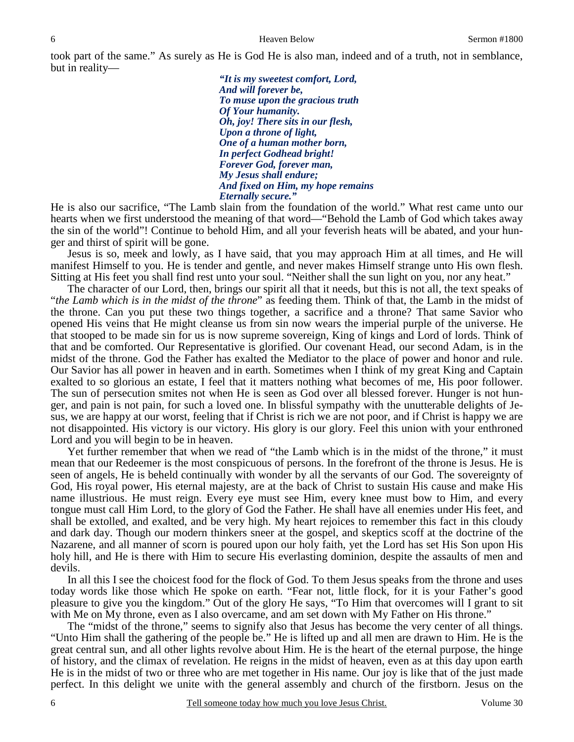took part of the same." As surely as He is God He is also man, indeed and of a truth, not in semblance, but in reality—

> ***"It is my sweetest comfort, Lord,***
> ***And will forever be,***
> ***To muse upon the gracious truth***
> ***Of Your humanity.***
> ***Oh, joy! There sits in our flesh,***
> ***Upon a throne of light,***
> ***One of a human mother born,***
> ***In perfect Godhead bright!***
> ***Forever God, forever man,***
> ***My Jesus shall endure;***
> ***And fixed on Him, my hope remains***
> ***Eternally secure."***

He is also our sacrifice, "The Lamb slain from the foundation of the world." What rest came unto our hearts when we first understood the meaning of that word—"Behold the Lamb of God which takes away the sin of the world"! Continue to behold Him, and all your feverish heats will be abated, and your hunger and thirst of spirit will be gone.

Jesus is so, meek and lowly, as I have said, that you may approach Him at all times, and He will manifest Himself to you. He is tender and gentle, and never makes Himself strange unto His own flesh. Sitting at His feet you shall find rest unto your soul. "Neither shall the sun light on you, nor any heat."

The character of our Lord, then, brings our spirit all that it needs, but this is not all, the text speaks of "*the Lamb which is in the midst of the throne*" as feeding them. Think of that, the Lamb in the midst of the throne. Can you put these two things together, a sacrifice and a throne? That same Savior who opened His veins that He might cleanse us from sin now wears the imperial purple of the universe. He that stooped to be made sin for us is now supreme sovereign, King of kings and Lord of lords. Think of that and be comforted. Our Representative is glorified. Our covenant Head, our second Adam, is in the midst of the throne. God the Father has exalted the Mediator to the place of power and honor and rule. Our Savior has all power in heaven and in earth. Sometimes when I think of my great King and Captain exalted to so glorious an estate, I feel that it matters nothing what becomes of me, His poor follower. The sun of persecution smites not when He is seen as God over all blessed forever. Hunger is not hunger, and pain is not pain, for such a loved one. In blissful sympathy with the unutterable delights of Jesus, we are happy at our worst, feeling that if Christ is rich we are not poor, and if Christ is happy we are not disappointed. His victory is our victory. His glory is our glory. Feel this union with your enthroned Lord and you will begin to be in heaven.

Yet further remember that when we read of "the Lamb which is in the midst of the throne," it must mean that our Redeemer is the most conspicuous of persons. In the forefront of the throne is Jesus. He is seen of angels, He is beheld continually with wonder by all the servants of our God. The sovereignty of God, His royal power, His eternal majesty, are at the back of Christ to sustain His cause and make His name illustrious. He must reign. Every eye must see Him, every knee must bow to Him, and every tongue must call Him Lord, to the glory of God the Father. He shall have all enemies under His feet, and shall be extolled, and exalted, and be very high. My heart rejoices to remember this fact in this cloudy and dark day. Though our modern thinkers sneer at the gospel, and skeptics scoff at the doctrine of the Nazarene, and all manner of scorn is poured upon our holy faith, yet the Lord has set His Son upon His holy hill, and He is there with Him to secure His everlasting dominion, despite the assaults of men and devils.

In all this I see the choicest food for the flock of God. To them Jesus speaks from the throne and uses today words like those which He spoke on earth. "Fear not, little flock, for it is your Father's good pleasure to give you the kingdom." Out of the glory He says, "To Him that overcomes will I grant to sit with Me on My throne, even as I also overcame, and am set down with My Father on His throne."

The "midst of the throne," seems to signify also that Jesus has become the very center of all things. "Unto Him shall the gathering of the people be." He is lifted up and all men are drawn to Him. He is the great central sun, and all other lights revolve about Him. He is the heart of the eternal purpose, the hinge of history, and the climax of revelation. He reigns in the midst of heaven, even as at this day upon earth He is in the midst of two or three who are met together in His name. Our joy is like that of the just made perfect. In this delight we unite with the general assembly and church of the firstborn. Jesus on the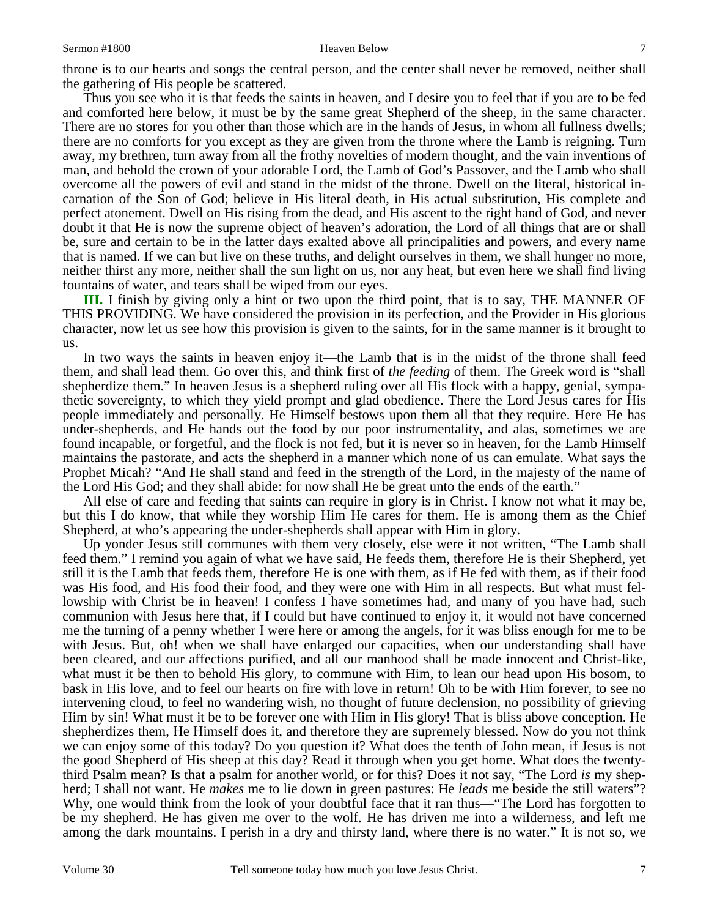throne is to our hearts and songs the central person, and the center shall never be removed, neither shall the gathering of His people be scattered.

Thus you see who it is that feeds the saints in heaven, and I desire you to feel that if you are to be fed and comforted here below, it must be by the same great Shepherd of the sheep, in the same character. There are no stores for you other than those which are in the hands of Jesus, in whom all fullness dwells; there are no comforts for you except as they are given from the throne where the Lamb is reigning. Turn away, my brethren, turn away from all the frothy novelties of modern thought, and the vain inventions of man, and behold the crown of your adorable Lord, the Lamb of God's Passover, and the Lamb who shall overcome all the powers of evil and stand in the midst of the throne. Dwell on the literal, historical incarnation of the Son of God; believe in His literal death, in His actual substitution, His complete and perfect atonement. Dwell on His rising from the dead, and His ascent to the right hand of God, and never doubt it that He is now the supreme object of heaven's adoration, the Lord of all things that are or shall be, sure and certain to be in the latter days exalted above all principalities and powers, and every name that is named. If we can but live on these truths, and delight ourselves in them, we shall hunger no more, neither thirst any more, neither shall the sun light on us, nor any heat, but even here we shall find living fountains of water, and tears shall be wiped from our eyes.

**III.** I finish by giving only a hint or two upon the third point, that is to say, THE MANNER OF THIS PROVIDING. We have considered the provision in its perfection, and the Provider in His glorious character, now let us see how this provision is given to the saints, for in the same manner is it brought to us.

In two ways the saints in heaven enjoy it—the Lamb that is in the midst of the throne shall feed them, and shall lead them. Go over this, and think first of *the feeding* of them. The Greek word is "shall shepherdize them." In heaven Jesus is a shepherd ruling over all His flock with a happy, genial, sympathetic sovereignty, to which they yield prompt and glad obedience. There the Lord Jesus cares for His people immediately and personally. He Himself bestows upon them all that they require. Here He has under-shepherds, and He hands out the food by our poor instrumentality, and alas, sometimes we are found incapable, or forgetful, and the flock is not fed, but it is never so in heaven, for the Lamb Himself maintains the pastorate, and acts the shepherd in a manner which none of us can emulate. What says the Prophet Micah? "And He shall stand and feed in the strength of the Lord, in the majesty of the name of the Lord His God; and they shall abide: for now shall He be great unto the ends of the earth."

All else of care and feeding that saints can require in glory is in Christ. I know not what it may be, but this I do know, that while they worship Him He cares for them. He is among them as the Chief Shepherd, at who's appearing the under-shepherds shall appear with Him in glory.

Up yonder Jesus still communes with them very closely, else were it not written, "The Lamb shall feed them." I remind you again of what we have said, He feeds them, therefore He is their Shepherd, yet still it is the Lamb that feeds them, therefore He is one with them, as if He fed with them, as if their food was His food, and His food their food, and they were one with Him in all respects. But what must fellowship with Christ be in heaven! I confess I have sometimes had, and many of you have had, such communion with Jesus here that, if I could but have continued to enjoy it, it would not have concerned me the turning of a penny whether I were here or among the angels, for it was bliss enough for me to be with Jesus. But, oh! when we shall have enlarged our capacities, when our understanding shall have been cleared, and our affections purified, and all our manhood shall be made innocent and Christ-like, what must it be then to behold His glory, to commune with Him, to lean our head upon His bosom, to bask in His love, and to feel our hearts on fire with love in return! Oh to be with Him forever, to see no intervening cloud, to feel no wandering wish, no thought of future declension, no possibility of grieving Him by sin! What must it be to be forever one with Him in His glory! That is bliss above conception. He shepherdizes them, He Himself does it, and therefore they are supremely blessed. Now do you not think we can enjoy some of this today? Do you question it? What does the tenth of John mean, if Jesus is not the good Shepherd of His sheep at this day? Read it through when you get home. What does the twenty-third Psalm mean? Is that a psalm for another world, or for this? Does it not say, "The Lord *is* my shepherd; I shall not want. He *makes* me to lie down in green pastures: He *leads* me beside the still waters"? Why, one would think from the look of your doubtful face that it ran thus—"The Lord has forgotten to be my shepherd. He has given me over to the wolf. He has driven me into a wilderness, and left me among the dark mountains. I perish in a dry and thirsty land, where there is no water." It is not so, we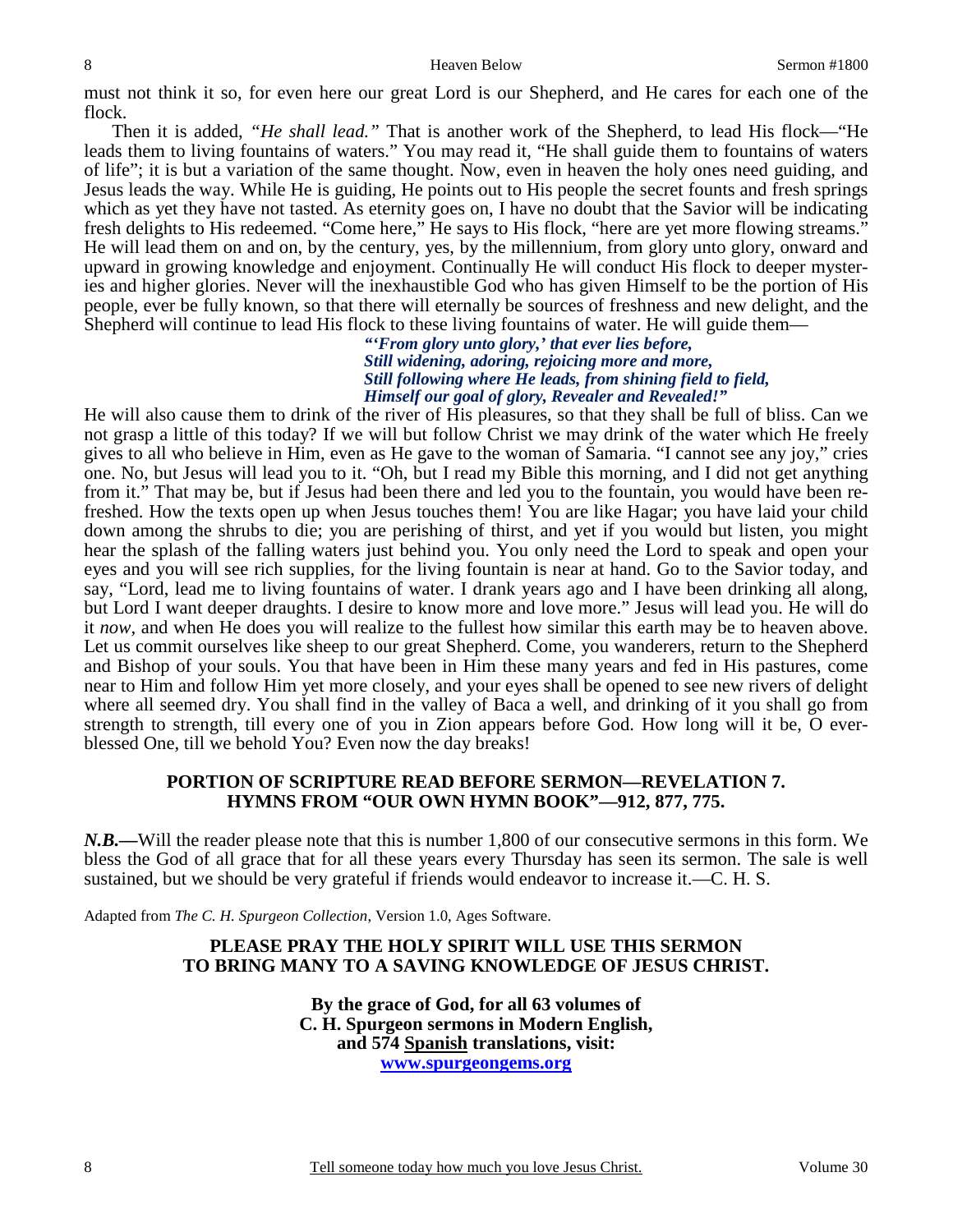must not think it so, for even here our great Lord is our Shepherd, and He cares for each one of the flock.

Then it is added, *"He shall lead."* That is another work of the Shepherd, to lead His flock—"He leads them to living fountains of waters." You may read it, "He shall guide them to fountains of waters of life"; it is but a variation of the same thought. Now, even in heaven the holy ones need guiding, and Jesus leads the way. While He is guiding, He points out to His people the secret founts and fresh springs which as yet they have not tasted. As eternity goes on, I have no doubt that the Savior will be indicating fresh delights to His redeemed. "Come here," He says to His flock, "here are yet more flowing streams." He will lead them on and on, by the century, yes, by the millennium, from glory unto glory, onward and upward in growing knowledge and enjoyment. Continually He will conduct His flock to deeper mysteries and higher glories. Never will the inexhaustible God who has given Himself to be the portion of His people, ever be fully known, so that there will eternally be sources of freshness and new delight, and the Shepherd will continue to lead His flock to these living fountains of water. He will guide them—

> ***"'From glory unto glory,' that ever lies before,***
> ***Still widening, adoring, rejoicing more and more,***
> ***Still following where He leads, from shining field to field,***
> ***Himself our goal of glory, Revealer and Revealed!"***

He will also cause them to drink of the river of His pleasures, so that they shall be full of bliss. Can we not grasp a little of this today? If we will but follow Christ we may drink of the water which He freely gives to all who believe in Him, even as He gave to the woman of Samaria. "I cannot see any joy," cries one. No, but Jesus will lead you to it. "Oh, but I read my Bible this morning, and I did not get anything from it." That may be, but if Jesus had been there and led you to the fountain, you would have been refreshed. How the texts open up when Jesus touches them! You are like Hagar; you have laid your child down among the shrubs to die; you are perishing of thirst, and yet if you would but listen, you might hear the splash of the falling waters just behind you. You only need the Lord to speak and open your eyes and you will see rich supplies, for the living fountain is near at hand. Go to the Savior today, and say, "Lord, lead me to living fountains of water. I drank years ago and I have been drinking all along, but Lord I want deeper draughts. I desire to know more and love more." Jesus will lead you. He will do it *now*, and when He does you will realize to the fullest how similar this earth may be to heaven above. Let us commit ourselves like sheep to our great Shepherd. Come, you wanderers, return to the Shepherd and Bishop of your souls. You that have been in Him these many years and fed in His pastures, come near to Him and follow Him yet more closely, and your eyes shall be opened to see new rivers of delight where all seemed dry. You shall find in the valley of Baca a well, and drinking of it you shall go from strength to strength, till every one of you in Zion appears before God. How long will it be, O ever-blessed One, till we behold You? Even now the day breaks!

**PORTION OF SCRIPTURE READ BEFORE SERMON—REVELATION 7.**
**HYMNS FROM "OUR OWN HYMN BOOK"—912, 877, 775.**

***N.B.*—**Will the reader please note that this is number 1,800 of our consecutive sermons in this form. We bless the God of all grace that for all these years every Thursday has seen its sermon. The sale is well sustained, but we should be very grateful if friends would endeavor to increase it.—C. H. S.

Adapted from *The C. H. Spurgeon Collection*, Version 1.0, Ages Software.

**PLEASE PRAY THE HOLY SPIRIT WILL USE THIS SERMON TO BRING MANY TO A SAVING KNOWLEDGE OF JESUS CHRIST.**

**By the grace of God, for all 63 volumes of C. H. Spurgeon sermons in Modern English, and 574 Spanish translations, visit: www.spurgeongems.org**